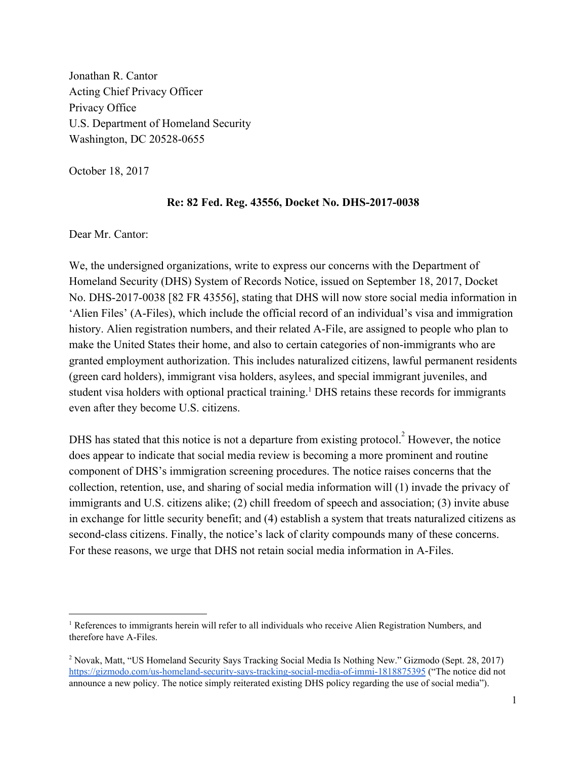Jonathan R. Cantor
Acting Chief Privacy Officer
Privacy Office
U.S. Department of Homeland Security
Washington, DC 20528-0655

October 18, 2017

**Re: 82 Fed. Reg. 43556, Docket No. DHS-2017-0038**

Dear Mr. Cantor:

We, the undersigned organizations, write to express our concerns with the Department of Homeland Security (DHS) System of Records Notice, issued on September 18, 2017, Docket No. DHS-2017-0038 [82 FR 43556], stating that DHS will now store social media information in 'Alien Files' (A-Files), which include the official record of an individual's visa and immigration history. Alien registration numbers, and their related A-File, are assigned to people who plan to make the United States their home, and also to certain categories of non-immigrants who are granted employment authorization. This includes naturalized citizens, lawful permanent residents (green card holders), immigrant visa holders, asylees, and special immigrant juveniles, and student visa holders with optional practical training.[1] DHS retains these records for immigrants even after they become U.S. citizens.

DHS has stated that this notice is not a departure from existing protocol.[2] However, the notice does appear to indicate that social media review is becoming a more prominent and routine component of DHS's immigration screening procedures. The notice raises concerns that the collection, retention, use, and sharing of social media information will (1) invade the privacy of immigrants and U.S. citizens alike; (2) chill freedom of speech and association; (3) invite abuse in exchange for little security benefit; and (4) establish a system that treats naturalized citizens as second-class citizens. Finally, the notice's lack of clarity compounds many of these concerns. For these reasons, we urge that DHS not retain social media information in A-Files.

---

[1] References to immigrants herein will refer to all individuals who receive Alien Registration Numbers, and therefore have A-Files.

[2] Novak, Matt, "US Homeland Security Says Tracking Social Media Is Nothing New." Gizmodo (Sept. 28, 2017) https://gizmodo.com/us-homeland-security-says-tracking-social-media-of-immi-1818875395 ("The notice did not announce a new policy. The notice simply reiterated existing DHS policy regarding the use of social media").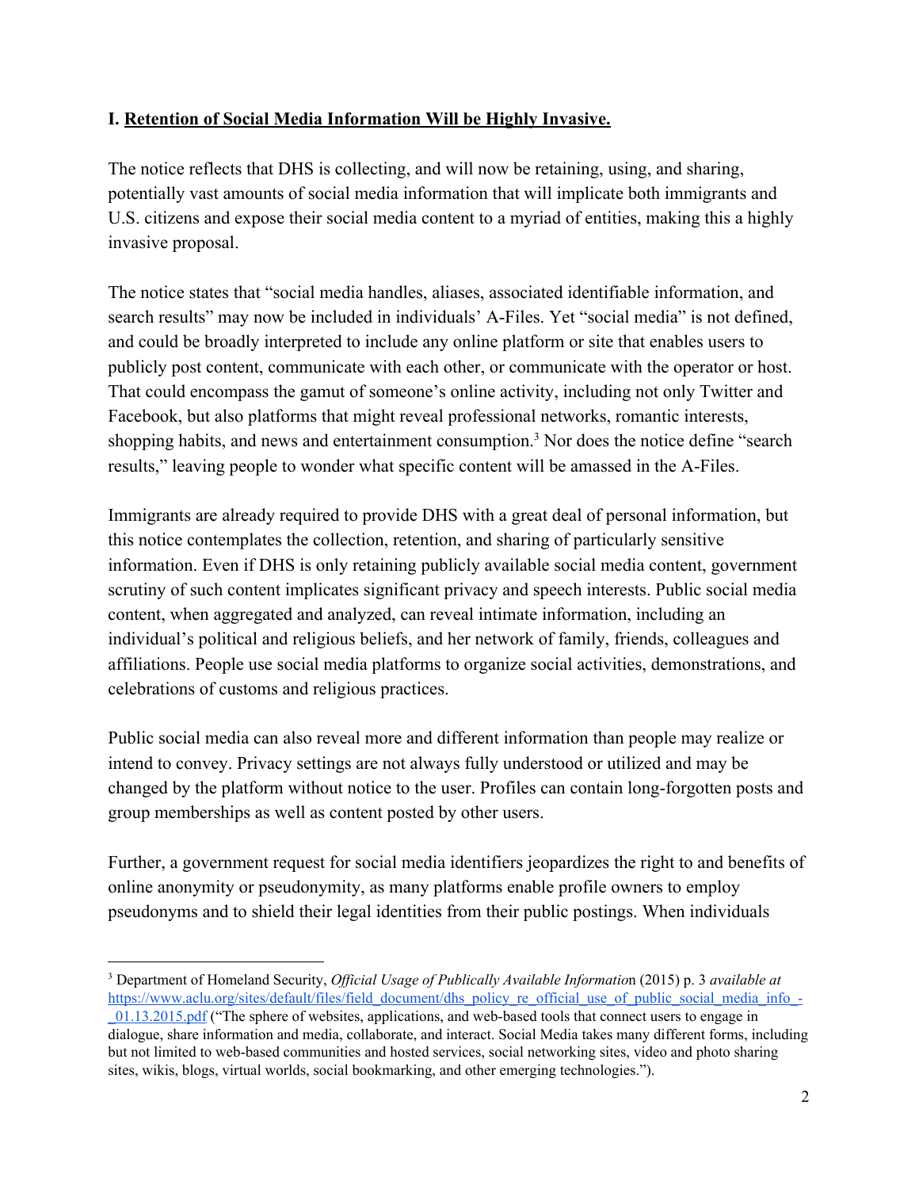**I. Retention of Social Media Information Will be Highly Invasive.**

The notice reflects that DHS is collecting, and will now be retaining, using, and sharing, potentially vast amounts of social media information that will implicate both immigrants and U.S. citizens and expose their social media content to a myriad of entities, making this a highly invasive proposal.

The notice states that "social media handles, aliases, associated identifiable information, and search results" may now be included in individuals' A-Files. Yet "social media" is not defined, and could be broadly interpreted to include any online platform or site that enables users to publicly post content, communicate with each other, or communicate with the operator or host. That could encompass the gamut of someone's online activity, including not only Twitter and Facebook, but also platforms that might reveal professional networks, romantic interests, shopping habits, and news and entertainment consumption.[3] Nor does the notice define "search results," leaving people to wonder what specific content will be amassed in the A-Files.

Immigrants are already required to provide DHS with a great deal of personal information, but this notice contemplates the collection, retention, and sharing of particularly sensitive information. Even if DHS is only retaining publicly available social media content, government scrutiny of such content implicates significant privacy and speech interests. Public social media content, when aggregated and analyzed, can reveal intimate information, including an individual's political and religious beliefs, and her network of family, friends, colleagues and affiliations. People use social media platforms to organize social activities, demonstrations, and celebrations of customs and religious practices.

Public social media can also reveal more and different information than people may realize or intend to convey. Privacy settings are not always fully understood or utilized and may be changed by the platform without notice to the user. Profiles can contain long-forgotten posts and group memberships as well as content posted by other users.

Further, a government request for social media identifiers jeopardizes the right to and benefits of online anonymity or pseudonymity, as many platforms enable profile owners to employ pseudonyms and to shield their legal identities from their public postings. When individuals

---

[3] Department of Homeland Security, *Official Usage of Publically Available Information* (2015) p. 3 *available at* https://www.aclu.org/sites/default/files/field_document/dhs_policy_re_official_use_of_public_social_media_info_-_01.13.2015.pdf ("The sphere of websites, applications, and web-based tools that connect users to engage in dialogue, share information and media, collaborate, and interact. Social Media takes many different forms, including but not limited to web-based communities and hosted services, social networking sites, video and photo sharing sites, wikis, blogs, virtual worlds, social bookmarking, and other emerging technologies.").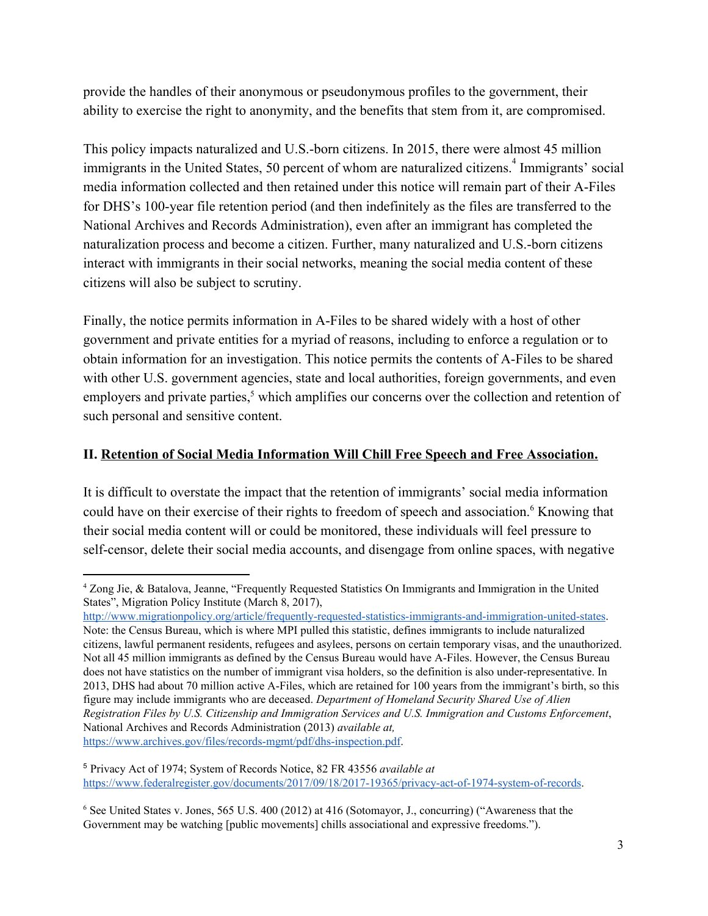provide the handles of their anonymous or pseudonymous profiles to the government, their ability to exercise the right to anonymity, and the benefits that stem from it, are compromised.

This policy impacts naturalized and U.S.-born citizens. In 2015, there were almost 45 million immigrants in the United States, 50 percent of whom are naturalized citizens.[4] Immigrants' social media information collected and then retained under this notice will remain part of their A-Files for DHS's 100-year file retention period (and then indefinitely as the files are transferred to the National Archives and Records Administration), even after an immigrant has completed the naturalization process and become a citizen. Further, many naturalized and U.S.-born citizens interact with immigrants in their social networks, meaning the social media content of these citizens will also be subject to scrutiny.

Finally, the notice permits information in A-Files to be shared widely with a host of other government and private entities for a myriad of reasons, including to enforce a regulation or to obtain information for an investigation. This notice permits the contents of A-Files to be shared with other U.S. government agencies, state and local authorities, foreign governments, and even employers and private parties,[5] which amplifies our concerns over the collection and retention of such personal and sensitive content.

## II. Retention of Social Media Information Will Chill Free Speech and Free Association.

It is difficult to overstate the impact that the retention of immigrants' social media information could have on their exercise of their rights to freedom of speech and association.[6] Knowing that their social media content will or could be monitored, these individuals will feel pressure to self-censor, delete their social media accounts, and disengage from online spaces, with negative

---

[4] Zong Jie, & Batalova, Jeanne, "Frequently Requested Statistics On Immigrants and Immigration in the United States", Migration Policy Institute (March 8, 2017), http://www.migrationpolicy.org/article/frequently-requested-statistics-immigrants-and-immigration-united-states. Note: the Census Bureau, which is where MPI pulled this statistic, defines immigrants to include naturalized citizens, lawful permanent residents, refugees and asylees, persons on certain temporary visas, and the unauthorized. Not all 45 million immigrants as defined by the Census Bureau would have A-Files. However, the Census Bureau does not have statistics on the number of immigrant visa holders, so the definition is also under-representative. In 2013, DHS had about 70 million active A-Files, which are retained for 100 years from the immigrant's birth, so this figure may include immigrants who are deceased. *Department of Homeland Security Shared Use of Alien Registration Files by U.S. Citizenship and Immigration Services and U.S. Immigration and Customs Enforcement*, National Archives and Records Administration (2013) *available at,* https://www.archives.gov/files/records-mgmt/pdf/dhs-inspection.pdf.

[5] Privacy Act of 1974; System of Records Notice, 82 FR 43556 *available at* https://www.federalregister.gov/documents/2017/09/18/2017-19365/privacy-act-of-1974-system-of-records.

[6] See United States v. Jones, 565 U.S. 400 (2012) at 416 (Sotomayor, J., concurring) ("Awareness that the Government may be watching [public movements] chills associational and expressive freedoms.").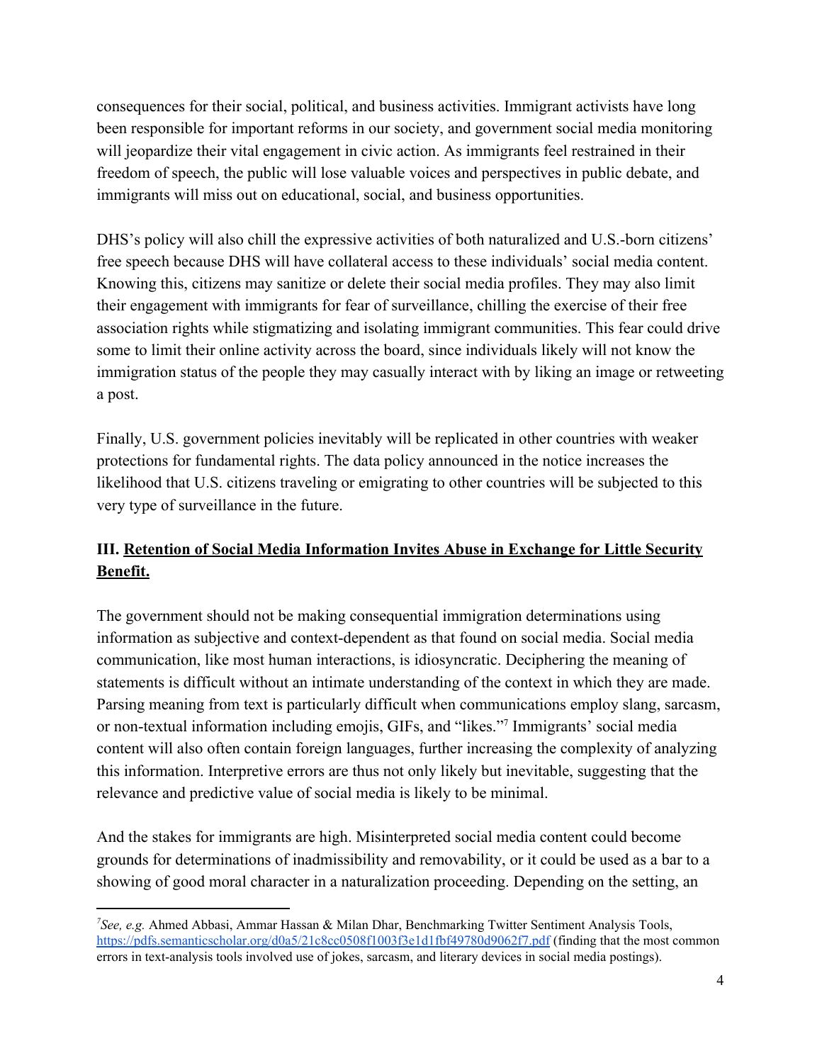consequences for their social, political, and business activities. Immigrant activists have long been responsible for important reforms in our society, and government social media monitoring will jeopardize their vital engagement in civic action. As immigrants feel restrained in their freedom of speech, the public will lose valuable voices and perspectives in public debate, and immigrants will miss out on educational, social, and business opportunities.

DHS's policy will also chill the expressive activities of both naturalized and U.S.-born citizens' free speech because DHS will have collateral access to these individuals' social media content. Knowing this, citizens may sanitize or delete their social media profiles. They may also limit their engagement with immigrants for fear of surveillance, chilling the exercise of their free association rights while stigmatizing and isolating immigrant communities. This fear could drive some to limit their online activity across the board, since individuals likely will not know the immigration status of the people they may casually interact with by liking an image or retweeting a post.

Finally, U.S. government policies inevitably will be replicated in other countries with weaker protections for fundamental rights. The data policy announced in the notice increases the likelihood that U.S. citizens traveling or emigrating to other countries will be subjected to this very type of surveillance in the future.

### III. <u>Retention of Social Media Information Invites Abuse in Exchange for Little Security Benefit.</u>

The government should not be making consequential immigration determinations using information as subjective and context-dependent as that found on social media. Social media communication, like most human interactions, is idiosyncratic. Deciphering the meaning of statements is difficult without an intimate understanding of the context in which they are made. Parsing meaning from text is particularly difficult when communications employ slang, sarcasm, or non-textual information including emojis, GIFs, and "likes."[7] Immigrants' social media content will also often contain foreign languages, further increasing the complexity of analyzing this information. Interpretive errors are thus not only likely but inevitable, suggesting that the relevance and predictive value of social media is likely to be minimal.

And the stakes for immigrants are high. Misinterpreted social media content could become grounds for determinations of inadmissibility and removability, or it could be used as a bar to a showing of good moral character in a naturalization proceeding. Depending on the setting, an

---

[7] *See, e.g.* Ahmed Abbasi, Ammar Hassan & Milan Dhar, Benchmarking Twitter Sentiment Analysis Tools, https://pdfs.semanticscholar.org/d0a5/21c8cc0508f1003f3e1d1fbf49780d9062f7.pdf (finding that the most common errors in text-analysis tools involved use of jokes, sarcasm, and literary devices in social media postings).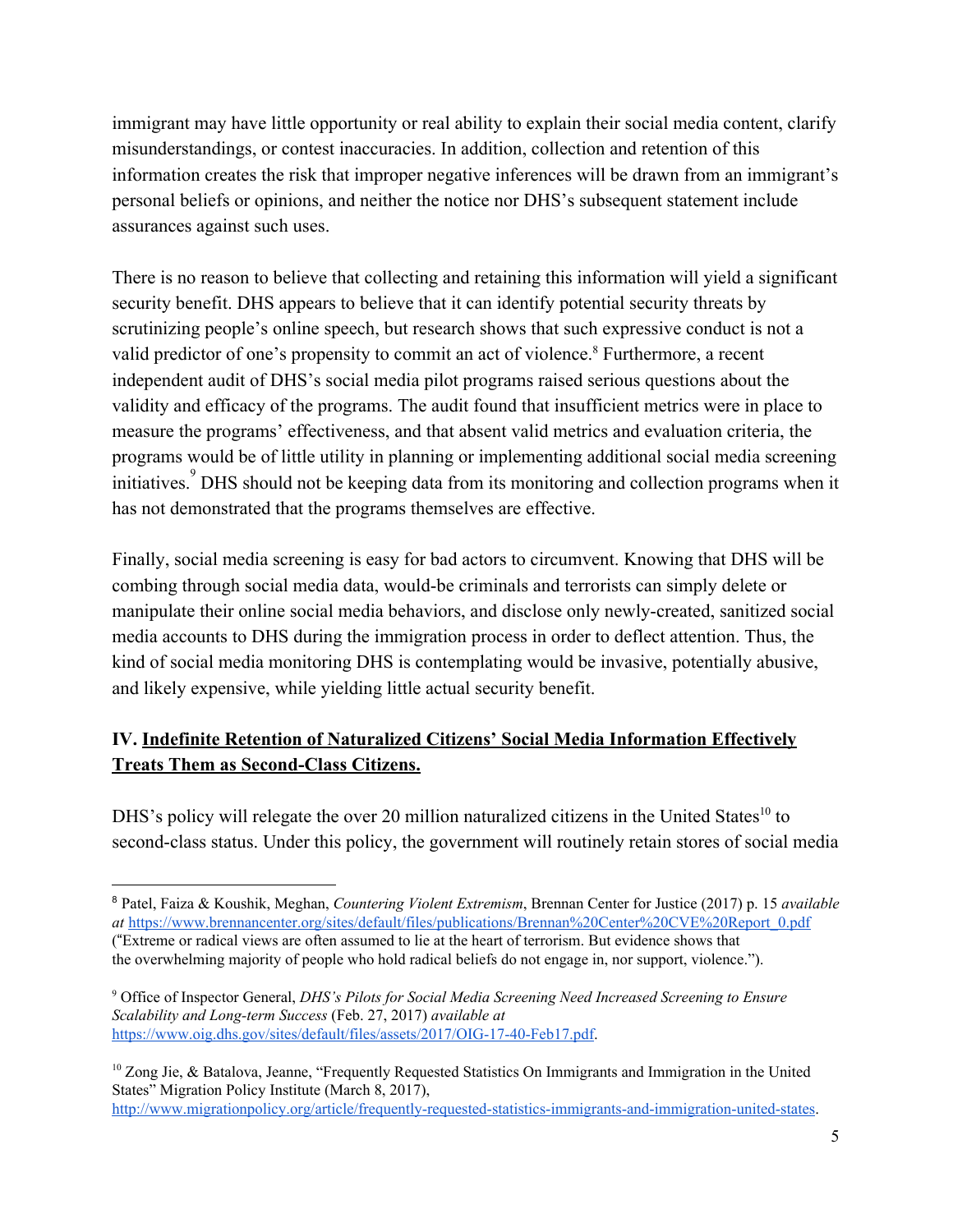immigrant may have little opportunity or real ability to explain their social media content, clarify misunderstandings, or contest inaccuracies. In addition, collection and retention of this information creates the risk that improper negative inferences will be drawn from an immigrant's personal beliefs or opinions, and neither the notice nor DHS's subsequent statement include assurances against such uses.

There is no reason to believe that collecting and retaining this information will yield a significant security benefit. DHS appears to believe that it can identify potential security threats by scrutinizing people's online speech, but research shows that such expressive conduct is not a valid predictor of one's propensity to commit an act of violence.[8] Furthermore, a recent independent audit of DHS's social media pilot programs raised serious questions about the validity and efficacy of the programs. The audit found that insufficient metrics were in place to measure the programs' effectiveness, and that absent valid metrics and evaluation criteria, the programs would be of little utility in planning or implementing additional social media screening initiatives.[9] DHS should not be keeping data from its monitoring and collection programs when it has not demonstrated that the programs themselves are effective.

Finally, social media screening is easy for bad actors to circumvent. Knowing that DHS will be combing through social media data, would-be criminals and terrorists can simply delete or manipulate their online social media behaviors, and disclose only newly-created, sanitized social media accounts to DHS during the immigration process in order to deflect attention. Thus, the kind of social media monitoring DHS is contemplating would be invasive, potentially abusive, and likely expensive, while yielding little actual security benefit.

## IV. Indefinite Retention of Naturalized Citizens' Social Media Information Effectively Treats Them as Second-Class Citizens.

DHS's policy will relegate the over 20 million naturalized citizens in the United States[10] to second-class status. Under this policy, the government will routinely retain stores of social media

---

[8] Patel, Faiza & Koushik, Meghan, *Countering Violent Extremism*, Brennan Center for Justice (2017) p. 15 *available at* https://www.brennancenter.org/sites/default/files/publications/Brennan%20Center%20CVE%20Report_0.pdf ("Extreme or radical views are often assumed to lie at the heart of terrorism. But evidence shows that the overwhelming majority of people who hold radical beliefs do not engage in, nor support, violence.").

[9] Office of Inspector General, *DHS's Pilots for Social Media Screening Need Increased Screening to Ensure Scalability and Long-term Success* (Feb. 27, 2017) *available at* https://www.oig.dhs.gov/sites/default/files/assets/2017/OIG-17-40-Feb17.pdf.

[10] Zong Jie, & Batalova, Jeanne, "Frequently Requested Statistics On Immigrants and Immigration in the United States" Migration Policy Institute (March 8, 2017), http://www.migrationpolicy.org/article/frequently-requested-statistics-immigrants-and-immigration-united-states.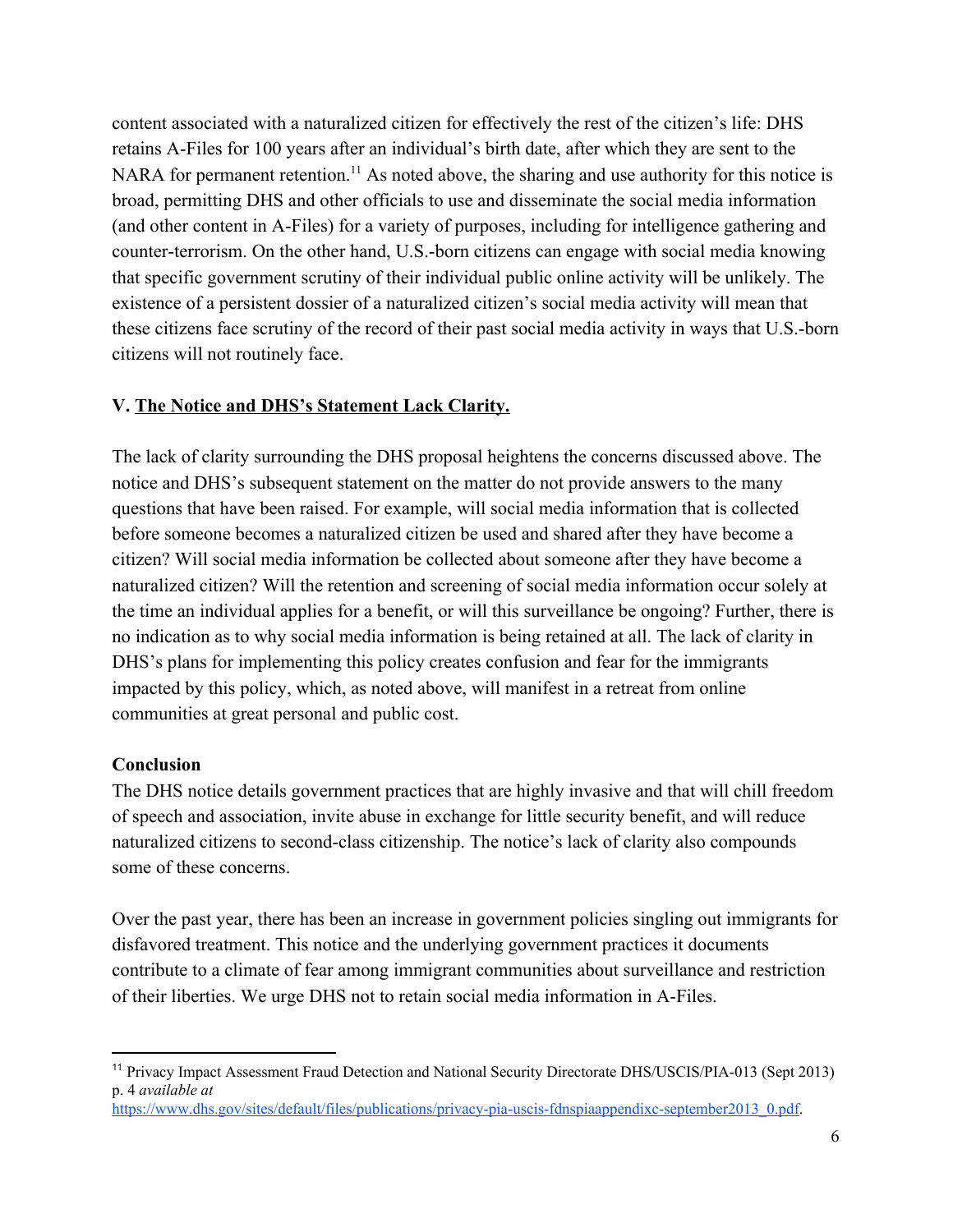content associated with a naturalized citizen for effectively the rest of the citizen's life: DHS retains A-Files for 100 years after an individual's birth date, after which they are sent to the NARA for permanent retention.[11] As noted above, the sharing and use authority for this notice is broad, permitting DHS and other officials to use and disseminate the social media information (and other content in A-Files) for a variety of purposes, including for intelligence gathering and counter-terrorism. On the other hand, U.S.-born citizens can engage with social media knowing that specific government scrutiny of their individual public online activity will be unlikely. The existence of a persistent dossier of a naturalized citizen's social media activity will mean that these citizens face scrutiny of the record of their past social media activity in ways that U.S.-born citizens will not routinely face.

### V. <u>The Notice and DHS's Statement Lack Clarity.</u>

The lack of clarity surrounding the DHS proposal heightens the concerns discussed above. The notice and DHS's subsequent statement on the matter do not provide answers to the many questions that have been raised. For example, will social media information that is collected before someone becomes a naturalized citizen be used and shared after they have become a citizen? Will social media information be collected about someone after they have become a naturalized citizen? Will the retention and screening of social media information occur solely at the time an individual applies for a benefit, or will this surveillance be ongoing? Further, there is no indication as to why social media information is being retained at all. The lack of clarity in DHS's plans for implementing this policy creates confusion and fear for the immigrants impacted by this policy, which, as noted above, will manifest in a retreat from online communities at great personal and public cost.

### Conclusion

The DHS notice details government practices that are highly invasive and that will chill freedom of speech and association, invite abuse in exchange for little security benefit, and will reduce naturalized citizens to second-class citizenship. The notice's lack of clarity also compounds some of these concerns.

Over the past year, there has been an increase in government policies singling out immigrants for disfavored treatment. This notice and the underlying government practices it documents contribute to a climate of fear among immigrant communities about surveillance and restriction of their liberties. We urge DHS not to retain social media information in A-Files.

---

[11] Privacy Impact Assessment Fraud Detection and National Security Directorate DHS/USCIS/PIA-013 (Sept 2013) p. 4 *available at* https://www.dhs.gov/sites/default/files/publications/privacy-pia-uscis-fdnspiaappendixc-september2013_0.pdf.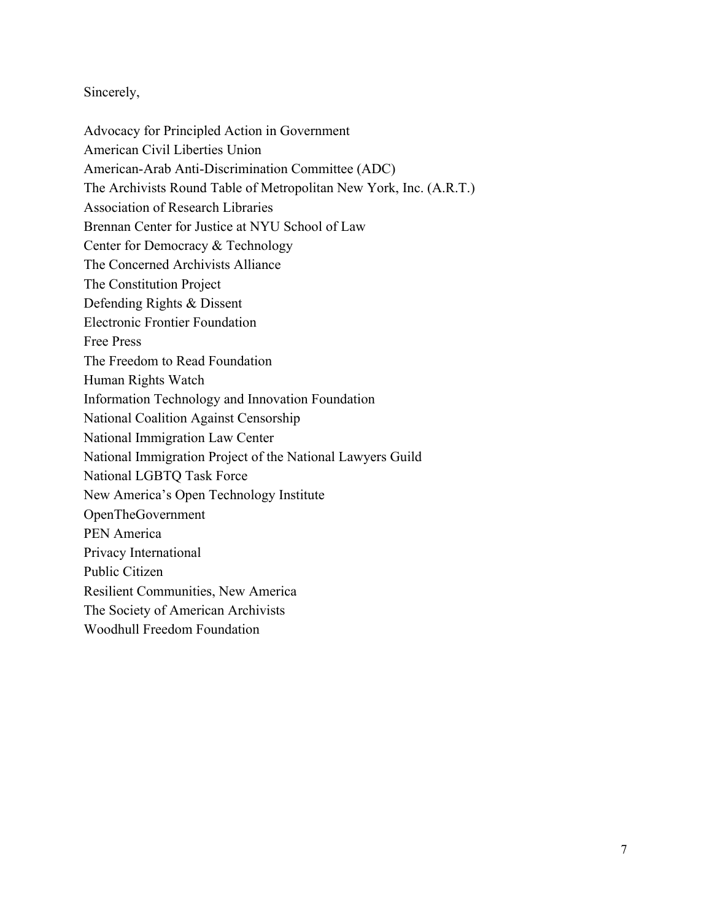Sincerely,

Advocacy for Principled Action in Government
American Civil Liberties Union
American-Arab Anti-Discrimination Committee (ADC)
The Archivists Round Table of Metropolitan New York, Inc. (A.R.T.)
Association of Research Libraries
Brennan Center for Justice at NYU School of Law
Center for Democracy & Technology
The Concerned Archivists Alliance
The Constitution Project
Defending Rights & Dissent
Electronic Frontier Foundation
Free Press
The Freedom to Read Foundation
Human Rights Watch
Information Technology and Innovation Foundation
National Coalition Against Censorship
National Immigration Law Center
National Immigration Project of the National Lawyers Guild
National LGBTQ Task Force
New America's Open Technology Institute
OpenTheGovernment
PEN America
Privacy International
Public Citizen
Resilient Communities, New America
The Society of American Archivists
Woodhull Freedom Foundation